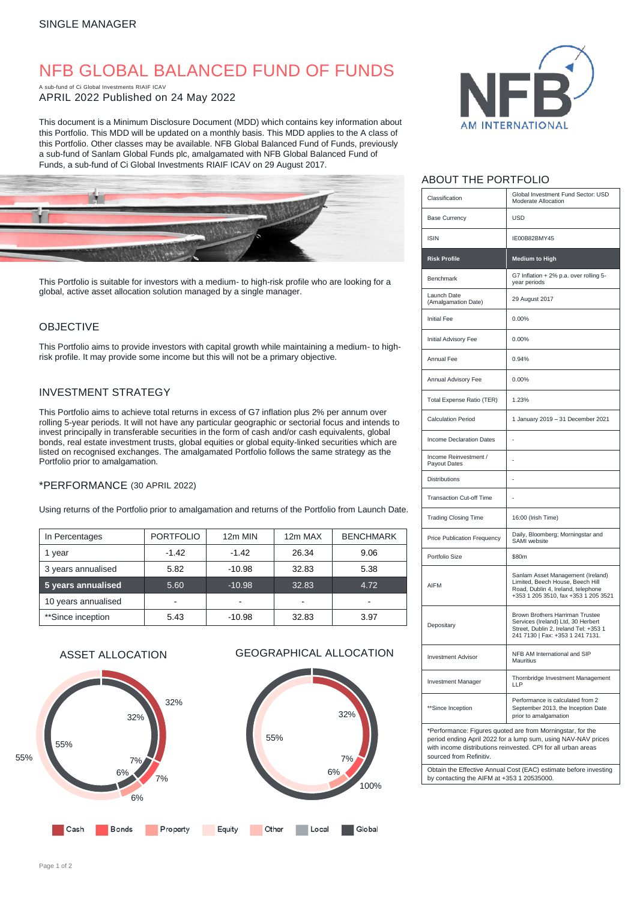SINGLE MANAGER

# NFB GLOBAL BALANCED FUND OF FUNDS

A sub-fund of Ci Global Investments RIAIF ICAV

APRIL 2022 Published on 24 May 2022

This document is a Minimum Disclosure Document (MDD) which contains key information about this Portfolio. This MDD will be updated on a monthly basis. This MDD applies to the A class of this Portfolio. Other classes may be available. NFB Global Balanced Fund of Funds, previously a sub-fund of Sanlam Global Funds plc, amalgamated with NFB Global Balanced Fund of Funds, a sub-fund of Ci Global Investments RIAIF ICAV on 29 August 2017.

This Portfolio is suitable for investors with a medium- to high-risk profile who are looking for a global, active asset allocation solution managed by a single manager.

## OBJECTIVE

This Portfolio aims to provide investors with capital growth while maintaining a medium- to high-risk profile. It may provide some income but this will not be a primary objective.

## INVESTMENT STRATEGY

This Portfolio aims to achieve total returns in excess of G7 inflation plus 2% per annum over rolling 5-year periods. It will not have any particular geographic or sectorial focus and intends to invest principally in transferable securities in the form of cash and/or cash equivalents, global bonds, real estate investment trusts, global equities or global equity-linked securities which are listed on recognised exchanges. The amalgamated Portfolio follows the same strategy as the Portfolio prior to amalgamation.

## *PERFORMANCE (30 APRIL 2022)

Using returns of the Portfolio prior to amalgamation and returns of the Portfolio from Launch Date.

| In Percentages | PORTFOLIO | 12m MIN | 12m MAX | BENCHMARK |
|---|---|---|---|---|
| 1 year | -1.42 | -1.42 | 26.34 | 9.06 |
| 3 years annualised | 5.82 | -10.98 | 32.83 | 5.38 |
| **5 years annualised** | **5.60** | **-10.98** | **32.83** | **4.72** |
| 10 years annualised | - | - | - | - |
| **Since inception | 5.43 | -10.98 | 32.83 | 3.97 |

## ASSET ALLOCATION

55%, 32%, 7%, 6% (inner ring: 32%, 55%, 7%, 6%)

## GEOGRAPHICAL ALLOCATION

55%, 32%, 7%, 6%, 100%

Cash | Bonds | Property | Equity | Other | Local | Global

## ABOUT THE PORTFOLIO

| | |
|---|---|
| Classification | Global Investment Fund Sector: USD Moderate Allocation |
| Base Currency | USD |
| ISIN | IE00B82BMY45 |
| **Risk Profile** | **Medium to High** |
| Benchmark | G7 Inflation + 2% p.a. over rolling 5-year periods |
| Launch Date (Amalgamation Date) | 29 August 2017 |
| Initial Fee | 0.00% |
| Initial Advisory Fee | 0.00% |
| Annual Fee | 0.94% |
| Annual Advisory Fee | 0.00% |
| Total Expense Ratio (TER) | 1.23% |
| Calculation Period | 1 January 2019 – 31 December 2021 |
| Income Declaration Dates | - |
| Income Reinvestment / Payout Dates | - |
| Distributions | - |
| Transaction Cut-off Time | - |
| Trading Closing Time | 16:00 (Irish Time) |
| Price Publication Frequency | Daily, Bloomberg; Morningstar and SAMI website |
| Portfolio Size | $80m |
| AIFM | Sanlam Asset Management (Ireland) Limited, Beech House, Beech Hill Road, Dublin 4, Ireland, telephone +353 1 205 3510, fax +353 1 205 3521 |
| Depositary | Brown Brothers Harriman Trustee Services (Ireland) Ltd, 30 Herbert Street, Dublin 2, Ireland Tel: +353 1 241 7130 \| Fax: +353 1 241 7131. |
| Investment Advisor | NFB AM International and SIP Mauritius |
| Investment Manager | Thornbridge Investment Management LLP |
| **Since Inception | Performance is calculated from 2 September 2013, the Inception Date prior to amalgamation |

*Performance: Figures quoted are from Morningstar, for the period ending April 2022 for a lump sum, using NAV-NAV prices with income distributions reinvested. CPI for all urban areas sourced from Refinitiv.

Obtain the Effective Annual Cost (EAC) estimate before investing by contacting the AIFM at +353 1 20535000.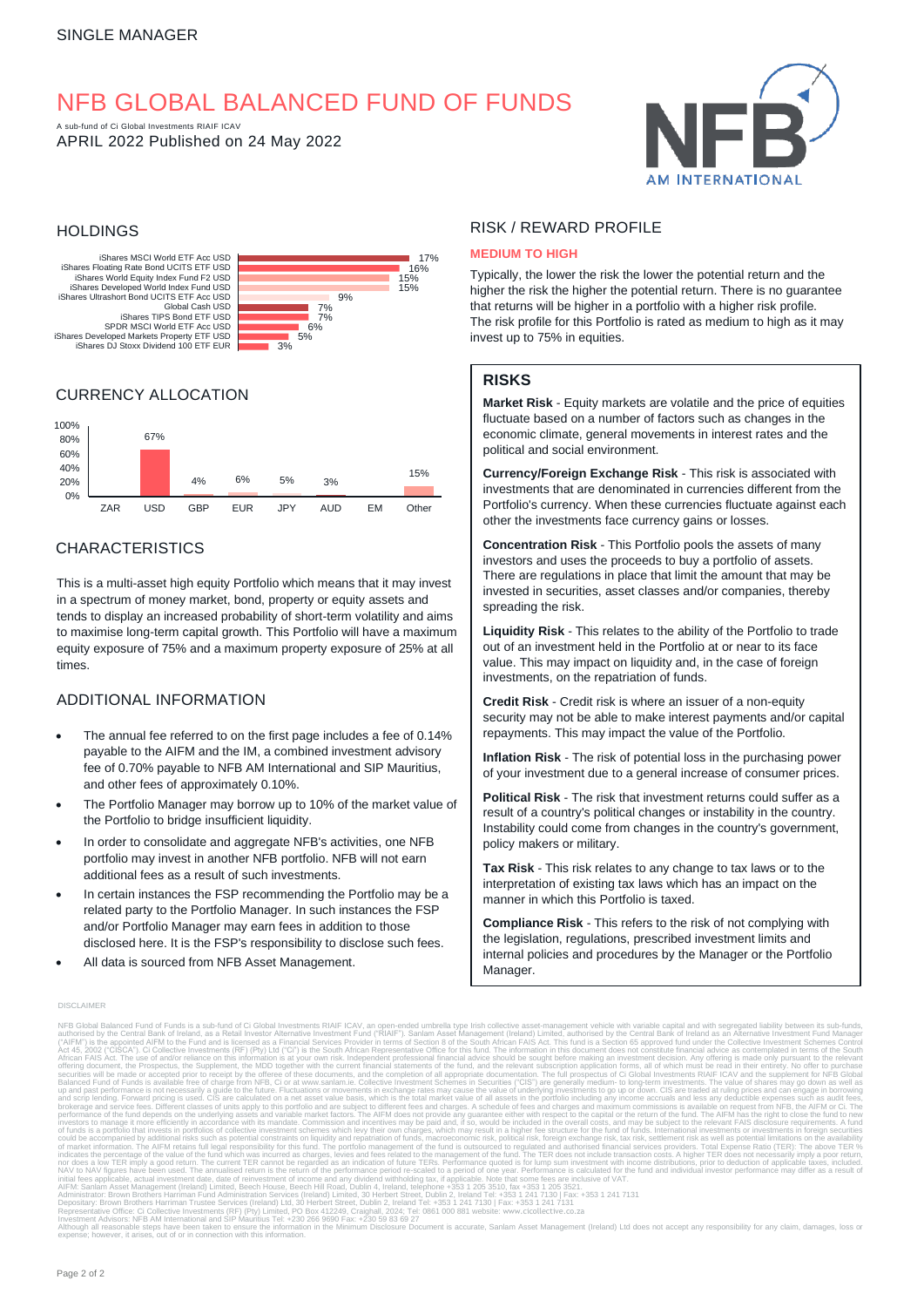SINGLE MANAGER

# NFB GLOBAL BALANCED FUND OF FUNDS

A sub-fund of Ci Global Investments RIAIF ICAV

APRIL 2022 Published on 24 May 2022

## HOLDINGS

iShares MSCI World ETF Acc USD 17%
iShares Floating Rate Bond UCITS ETF USD 16%
iShares World Equity Index Fund F2 USD 15%
iShares Developed World Index Fund USD 15%
iShares Ultrashort Bond UCITS ETF Acc USD 9%
Global Cash USD 7%
iShares TIPS Bond ETF USD 7%
SPDR MSCI World ETF Acc USD 6%
iShares Developed Markets Property ETF USD 5%
iShares DJ Stoxx Dividend 100 ETF EUR 3%

## CURRENCY ALLOCATION

100%
80%
60%
40%
20%
0%

ZAR
USD 67%
GBP 4%
EUR 6%
JPY 5%
AUD 3%
EM
Other 15%

## CHARACTERISTICS

This is a multi-asset high equity Portfolio which means that it may invest in a spectrum of money market, bond, property or equity assets and tends to display an increased probability of short-term volatility and aims to maximise long-term capital growth. This Portfolio will have a maximum equity exposure of 75% and a maximum property exposure of 25% at all times.

## ADDITIONAL INFORMATION

- The annual fee referred to on the first page includes a fee of 0.14% payable to the AIFM and the IM, a combined investment advisory fee of 0.70% payable to NFB AM International and SIP Mauritius, and other fees of approximately 0.10%.
- The Portfolio Manager may borrow up to 10% of the market value of the Portfolio to bridge insufficient liquidity.
- In order to consolidate and aggregate NFB's activities, one NFB portfolio may invest in another NFB portfolio. NFB will not earn additional fees as a result of such investments.
- In certain instances the FSP recommending the Portfolio may be a related party to the Portfolio Manager. In such instances the FSP and/or Portfolio Manager may earn fees in addition to those disclosed here. It is the FSP's responsibility to disclose such fees.
- All data is sourced from NFB Asset Management.

## RISK / REWARD PROFILE

**MEDIUM TO HIGH**

Typically, the lower the risk the lower the potential return and the higher the risk the higher the potential return. There is no guarantee that returns will be higher in a portfolio with a higher risk profile. The risk profile for this Portfolio is rated as medium to high as it may invest up to 75% in equities.

## RISKS

**Market Risk** - Equity markets are volatile and the price of equities fluctuate based on a number of factors such as changes in the economic climate, general movements in interest rates and the political and social environment.

**Currency/Foreign Exchange Risk** - This risk is associated with investments that are denominated in currencies different from the Portfolio's currency. When these currencies fluctuate against each other the investments face currency gains or losses.

**Concentration Risk** - This Portfolio pools the assets of many investors and uses the proceeds to buy a portfolio of assets. There are regulations in place that limit the amount that may be invested in securities, asset classes and/or companies, thereby spreading the risk.

**Liquidity Risk** - This relates to the ability of the Portfolio to trade out of an investment held in the Portfolio at or near to its face value. This may impact on liquidity and, in the case of foreign investments, on the repatriation of funds.

**Credit Risk** - Credit risk is where an issuer of a non-equity security may not be able to make interest payments and/or capital repayments. This may impact the value of the Portfolio.

**Inflation Risk** - The risk of potential loss in the purchasing power of your investment due to a general increase of consumer prices.

**Political Risk** - The risk that investment returns could suffer as a result of a country's political changes or instability in the country. Instability could come from changes in the country's government, policy makers or military.

**Tax Risk** - This risk relates to any change to tax laws or to the interpretation of existing tax laws which has an impact on the manner in which this Portfolio is taxed.

**Compliance Risk** - This refers to the risk of not complying with the legislation, regulations, prescribed investment limits and internal policies and procedures by the Manager or the Portfolio Manager.

DISCLAIMER

NFB Global Balanced Fund of Funds is a sub-fund of Ci Global Investments RIAIF ICAV, an open-ended umbrella type Irish collective asset-management vehicle with variable capital and with segregated liability between its sub-funds, authorised by the Central Bank of Ireland as a Retail Investor Alternative Investment Fund ("RIAIF"). Sanlam Asset Management (Ireland) Limited, authorised by the Central Bank of Ireland as an Alternative Investment Fund Manager ("AIFM") is the appointed AIFM to the Fund and is licensed as a Financial Services Provider in terms of Section 8 of the South African FAIS Act. This fund is a Section 65 approved fund under the Collective Investment Schemes Control Act 45, 2002 ("CISCA"). Ci Collective Investments (RF) (Pty) Ltd ("Ci") is the South African Representative Office for this fund. The information in this document does not constitute financial advice as contemplated in terms of the South African FAIS Act. The use of and/or reliance on this information is at your own risk. Independent professional financial advice should be sought before making an investment decision. Any offering is made only pursuant to the relevant offering document, the Prospectus, the Supplement, the MDD together with the current financial statements of the fund, and the relevant subscription application forms, all of which must be read in their entirety. No offer to purchase securities will be made or accepted prior to receipt by the offeree of these documents, and the completion of all appropriate documentation. The full prospectus of Ci Global Investments RIAIF ICAV and the supplement for NFB Global Balanced Fund of Funds is available free of charge from NFB, Ci or at www.sanlam.ie. Collective Investment Schemes in Securities ("CIS") are generally medium- to long-term investments. The value of shares may go down as well as up and past performance is not necessarily a guide to the future. Fluctuations or movements in exchange rates may cause the value of underlying investments to go up or down. CIS are traded at ruling prices and can engage in borrowing and scrip lending. Forward pricing is used. CIS are calculated on a net asset value basis, which is the total market value of all assets in the portfolio including any income accruals and less any deductible expenses such as audit fees, brokerage and service fees. Different classes of units apply to this portfolio and are subject to different fees and charges. A schedule of fees and charges and maximum commissions is available on request from NFB, the AIFM or Ci. The performance of the fund depends on the underlying assets and variable market factors. The AIFM does not provide any guarantee either with respect to the capital or the return of the fund. The AIFM has the right to close the fund to new investors to manage it more efficiently in accordance with its mandate. Commission and incentives may be paid and, if so, would be included in the overall costs, and may be subject to the relevant FAIS disclosure requirements. A fund of funds is a portfolio that invests in portfolios of collective investment schemes which levy their own charges, which may result in a higher fee structure for the fund of funds. International investments or investments in foreign securities could be accompanied by additional risks such as potential constraints on liquidity and repatriation of funds, macroeconomic risk, political risk, foreign exchange risk, tax risk, settlement risk as well as potential limitations on the availability of market information. The AIFM retains full legal responsibility for this fund. The portfolio management of the fund is outsourced to regulated and authorised financial services providers. Total Expense Ratio (TER): The above TER % indicates the percentage of the value of the fund which was incurred as charges, levies and fees related to the management of the fund. The TER does not include transaction costs. A higher TER does not necessarily imply a poor return, nor does a low TER imply a good return. The current TER cannot be regarded as an indication of future TERs. Performance quoted is for lump sum investment with income distributions, prior to deduction of applicable taxes, included. NAV to NAV figures have been used. The annualised return is the return of the performance period re-scaled to a period of one year. Performance is calculated for the fund and individual investor performance may differ as a result of initial fees applicable, actual investment date, date of reinvestment of income and any dividend withholding tax, if applicable. Note that some fees are inclusive of VAT.
AIFM: Sanlam Asset Management (Ireland) Limited, Beech House, Beech Hill Road, Dublin 4, Ireland, telephone +353 1 205 3510, fax +353 1 205 3521.
Administrator: Brown Brothers Harriman Fund Administration Services (Ireland) Limited, 30 Herbert Street, Dublin 2, Ireland Tel: +353 1 241 7130 | Fax: +353 1 241 7131
Depositary: Brown Brothers Harriman Trustee Services (Ireland) Ltd, 30 Herbert Street, Dublin 2, Ireland Tel: +353 1 241 7130 | Fax: +353 1 241 7131
Representative Office: Ci Collective Investments (RF) (Pty) Limited, PO Box 412249, Craighall, 2024; Tel: 0861 000 881 website: www.cicollective.co.za
Investment Advisors: NFB AM International and SIP Mauritius Tel: +230 266 9690 Fax: +230 59 83 69 27
Although all reasonable steps have been taken to ensure the information in the Minimum Disclosure Document is accurate, Sanlam Asset Management (Ireland) Ltd does not accept any responsibility for any claim, damages, loss or expense; however, it arises, out of or in connection with this information.